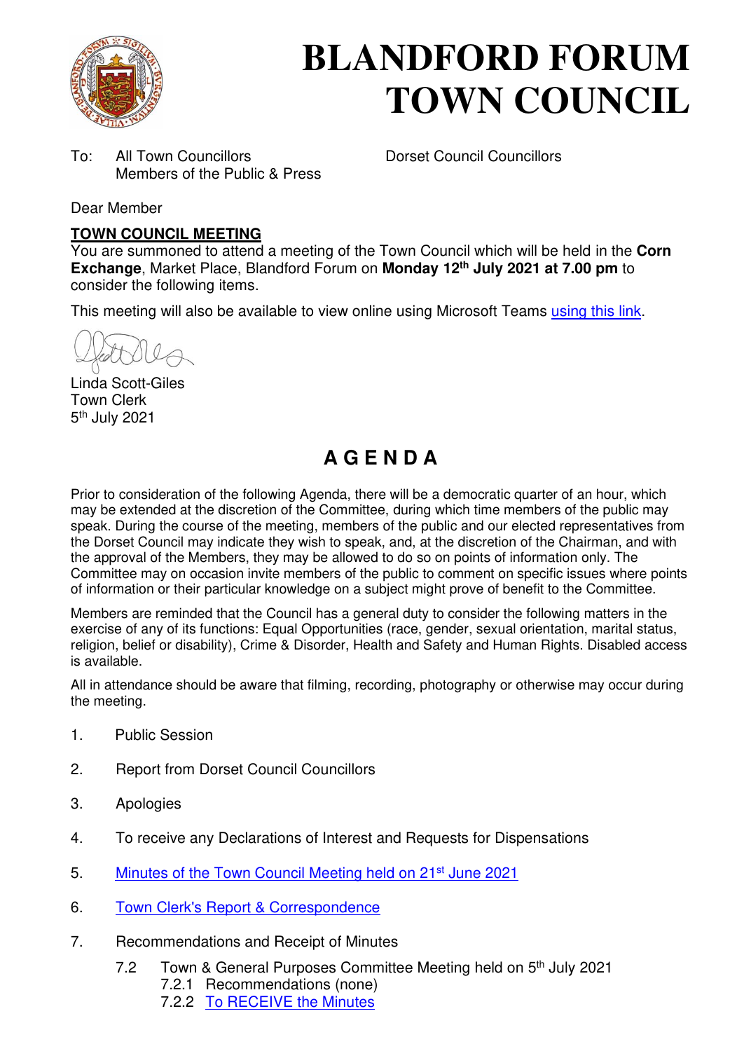# BLANDFORD FORUM TOWN COUNCIL

To: All Town Councillors
Members of the Public & Press

Dorset Council Councillors

Dear Member

**TOWN COUNCIL MEETING**

You are summoned to attend a meeting of the Town Council which will be held in the **Corn Exchange**, Market Place, Blandford Forum on **Monday 12th July 2021 at 7.00 pm** to consider the following items.

This meeting will also be available to view online using Microsoft Teams using this link.

Linda Scott-Giles
Town Clerk
5th July 2021

## A G E N D A

Prior to consideration of the following Agenda, there will be a democratic quarter of an hour, which may be extended at the discretion of the Committee, during which time members of the public may speak. During the course of the meeting, members of the public and our elected representatives from the Dorset Council may indicate they wish to speak, and, at the discretion of the Chairman, and with the approval of the Members, they may be allowed to do so on points of information only. The Committee may on occasion invite members of the public to comment on specific issues where points of information or their particular knowledge on a subject might prove of benefit to the Committee.

Members are reminded that the Council has a general duty to consider the following matters in the exercise of any of its functions: Equal Opportunities (race, gender, sexual orientation, marital status, religion, belief or disability), Crime & Disorder, Health and Safety and Human Rights. Disabled access is available.

All in attendance should be aware that filming, recording, photography or otherwise may occur during the meeting.

1. Public Session
2. Report from Dorset Council Councillors
3. Apologies
4. To receive any Declarations of Interest and Requests for Dispensations
5. Minutes of the Town Council Meeting held on 21st June 2021
6. Town Clerk's Report & Correspondence
7. Recommendations and Receipt of Minutes
   - 7.2 Town & General Purposes Committee Meeting held on 5th July 2021
     - 7.2.1 Recommendations (none)
     - 7.2.2 To RECEIVE the Minutes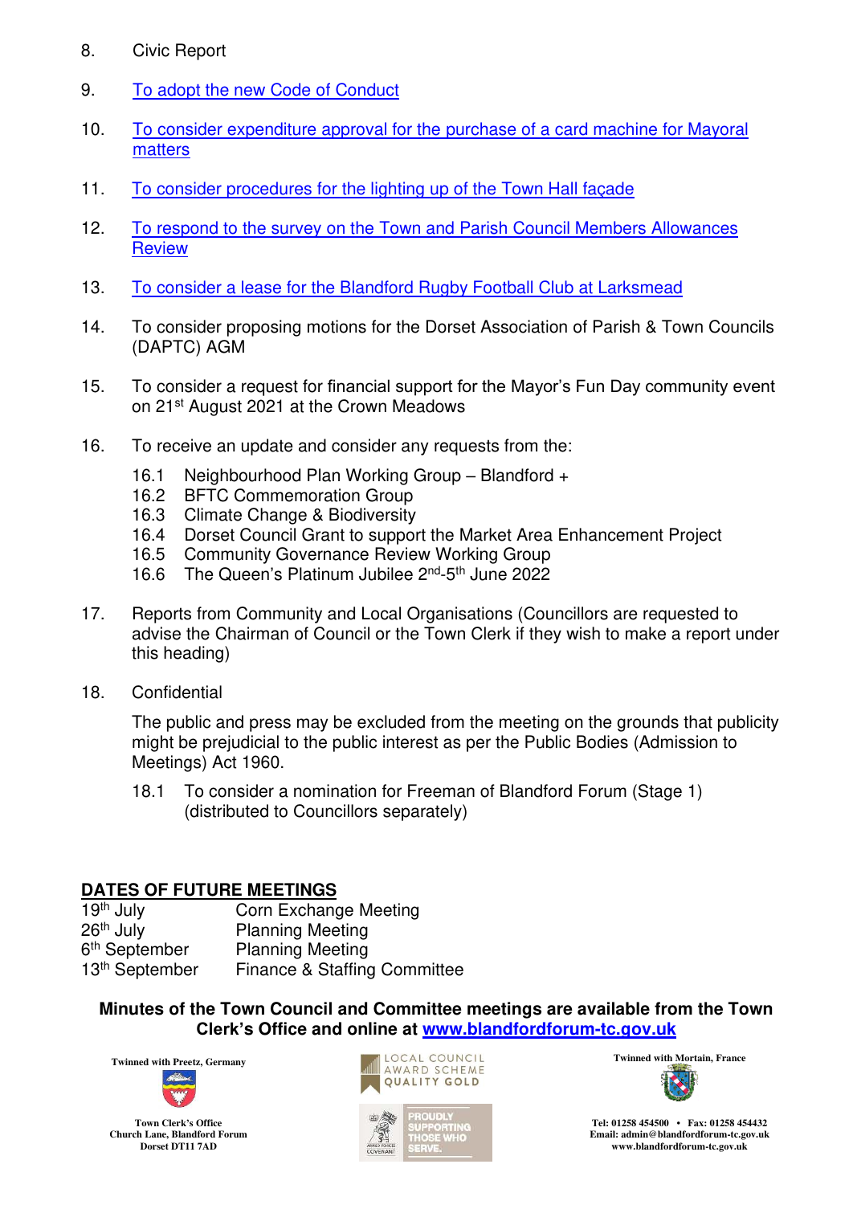8. Civic Report

9. To adopt the new Code of Conduct

10. To consider expenditure approval for the purchase of a card machine for Mayoral matters

11. To consider procedures for the lighting up of the Town Hall façade

12. To respond to the survey on the Town and Parish Council Members Allowances Review

13. To consider a lease for the Blandford Rugby Football Club at Larksmead

14. To consider proposing motions for the Dorset Association of Parish & Town Councils (DAPTC) AGM

15. To consider a request for financial support for the Mayor's Fun Day community event on 21st August 2021 at the Crown Meadows

16. To receive an update and consider any requests from the:

    16.1 Neighbourhood Plan Working Group – Blandford +
    16.2 BFTC Commemoration Group
    16.3 Climate Change & Biodiversity
    16.4 Dorset Council Grant to support the Market Area Enhancement Project
    16.5 Community Governance Review Working Group
    16.6 The Queen's Platinum Jubilee 2nd-5th June 2022

17. Reports from Community and Local Organisations (Councillors are requested to advise the Chairman of Council or the Town Clerk if they wish to make a report under this heading)

18. Confidential

    The public and press may be excluded from the meeting on the grounds that publicity might be prejudicial to the public interest as per the Public Bodies (Admission to Meetings) Act 1960.

    18.1 To consider a nomination for Freeman of Blandford Forum (Stage 1) (distributed to Councillors separately)

## DATES OF FUTURE MEETINGS

| | |
|---|---|
| 19th July | Corn Exchange Meeting |
| 26th July | Planning Meeting |
| 6th September | Planning Meeting |
| 13th September | Finance & Staffing Committee |

**Minutes of the Town Council and Committee meetings are available from the Town Clerk's Office and online at www.blandfordforum-tc.gov.uk**

Twinned with Preetz, Germany

Town Clerk's Office
Church Lane, Blandford Forum
Dorset DT11 7AD

LOCAL COUNCIL AWARD SCHEME QUALITY GOLD

PROUDLY SUPPORTING THOSE WHO SERVE.

Twinned with Mortain, France

Tel: 01258 454500 • Fax: 01258 454432
Email: admin@blandfordforum-tc.gov.uk
www.blandfordforum-tc.gov.uk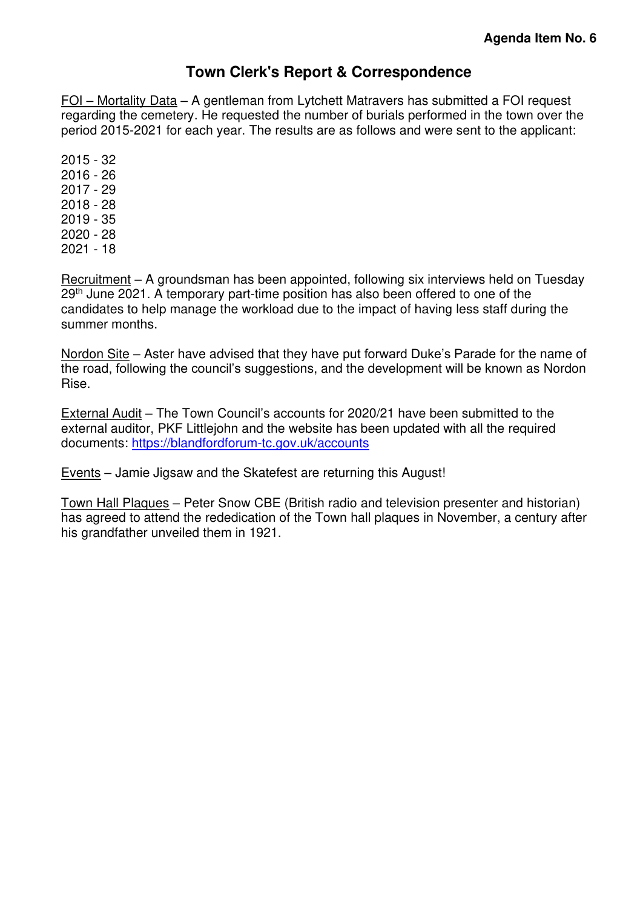**Agenda Item No. 6**

# Town Clerk's Report & Correspondence

<u>FOI – Mortality Data</u> – A gentleman from Lytchett Matravers has submitted a FOI request regarding the cemetery. He requested the number of burials performed in the town over the period 2015-2021 for each year. The results are as follows and were sent to the applicant:

2015 - 32
2016 - 26
2017 - 29
2018 - 28
2019 - 35
2020 - 28
2021 - 18

<u>Recruitment</u> – A groundsman has been appointed, following six interviews held on Tuesday 29th June 2021. A temporary part-time position has also been offered to one of the candidates to help manage the workload due to the impact of having less staff during the summer months.

<u>Nordon Site</u> – Aster have advised that they have put forward Duke's Parade for the name of the road, following the council's suggestions, and the development will be known as Nordon Rise.

<u>External Audit</u> – The Town Council's accounts for 2020/21 have been submitted to the external auditor, PKF Littlejohn and the website has been updated with all the required documents: https://blandfordforum-tc.gov.uk/accounts

<u>Events</u> – Jamie Jigsaw and the Skatefest are returning this August!

<u>Town Hall Plaques</u> – Peter Snow CBE (British radio and television presenter and historian) has agreed to attend the rededication of the Town hall plaques in November, a century after his grandfather unveiled them in 1921.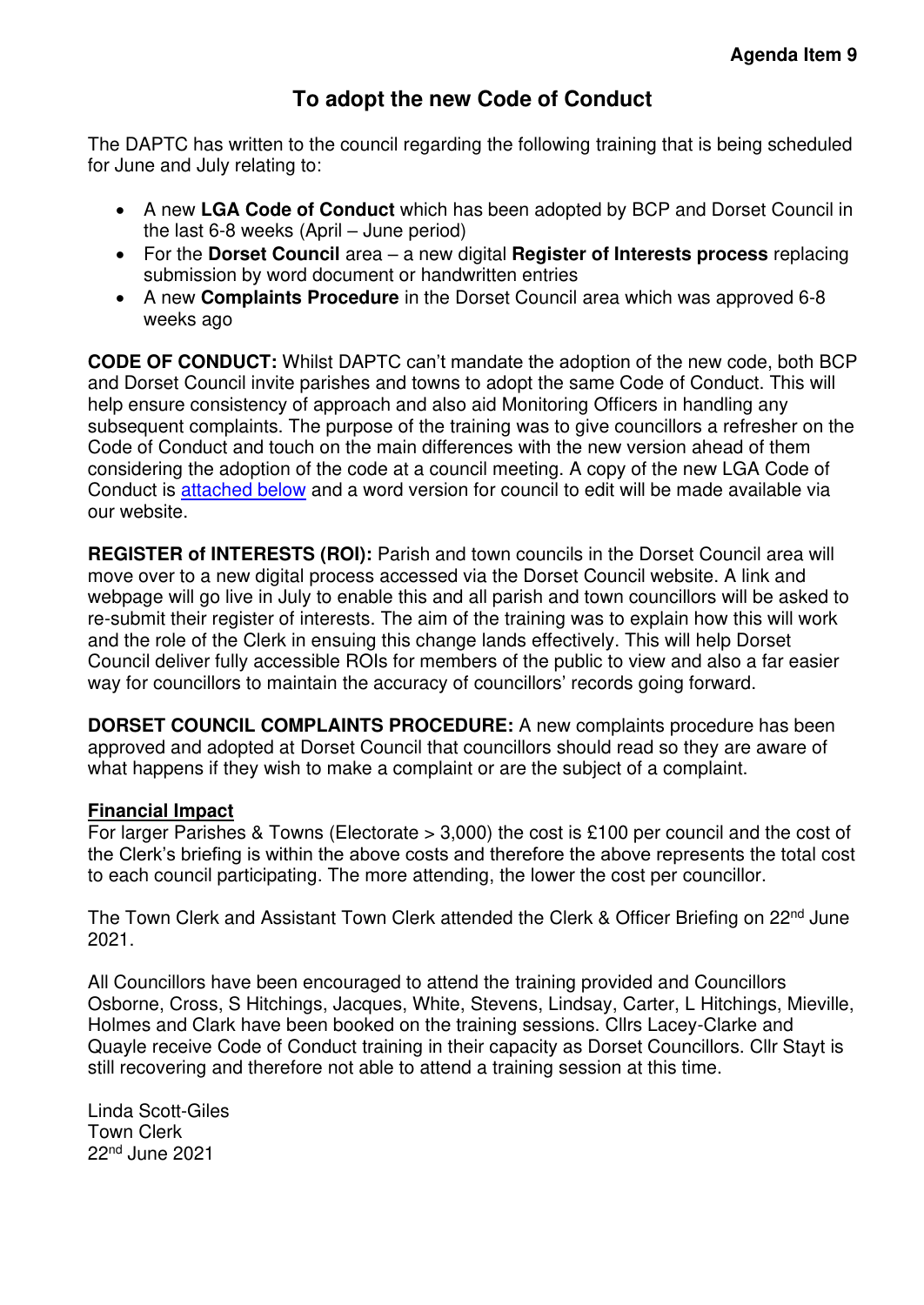**Agenda Item 9**

# To adopt the new Code of Conduct

The DAPTC has written to the council regarding the following training that is being scheduled for June and July relating to:

- A new **LGA Code of Conduct** which has been adopted by BCP and Dorset Council in the last 6-8 weeks (April – June period)
- For the **Dorset Council** area – a new digital **Register of Interests process** replacing submission by word document or handwritten entries
- A new **Complaints Procedure** in the Dorset Council area which was approved 6-8 weeks ago

**CODE OF CONDUCT:** Whilst DAPTC can't mandate the adoption of the new code, both BCP and Dorset Council invite parishes and towns to adopt the same Code of Conduct. This will help ensure consistency of approach and also aid Monitoring Officers in handling any subsequent complaints. The purpose of the training was to give councillors a refresher on the Code of Conduct and touch on the main differences with the new version ahead of them considering the adoption of the code at a council meeting. A copy of the new LGA Code of Conduct is attached below and a word version for council to edit will be made available via our website.

**REGISTER of INTERESTS (ROI):** Parish and town councils in the Dorset Council area will move over to a new digital process accessed via the Dorset Council website. A link and webpage will go live in July to enable this and all parish and town councillors will be asked to re-submit their register of interests. The aim of the training was to explain how this will work and the role of the Clerk in ensuing this change lands effectively. This will help Dorset Council deliver fully accessible ROIs for members of the public to view and also a far easier way for councillors to maintain the accuracy of councillors' records going forward.

**DORSET COUNCIL COMPLAINTS PROCEDURE:** A new complaints procedure has been approved and adopted at Dorset Council that councillors should read so they are aware of what happens if they wish to make a complaint or are the subject of a complaint.

**Financial Impact**

For larger Parishes & Towns (Electorate > 3,000) the cost is £100 per council and the cost of the Clerk's briefing is within the above costs and therefore the above represents the total cost to each council participating. The more attending, the lower the cost per councillor.

The Town Clerk and Assistant Town Clerk attended the Clerk & Officer Briefing on 22nd June 2021.

All Councillors have been encouraged to attend the training provided and Councillors Osborne, Cross, S Hitchings, Jacques, White, Stevens, Lindsay, Carter, L Hitchings, Mieville, Holmes and Clark have been booked on the training sessions. Cllrs Lacey-Clarke and Quayle receive Code of Conduct training in their capacity as Dorset Councillors. Cllr Stayt is still recovering and therefore not able to attend a training session at this time.

Linda Scott-Giles
Town Clerk
22nd June 2021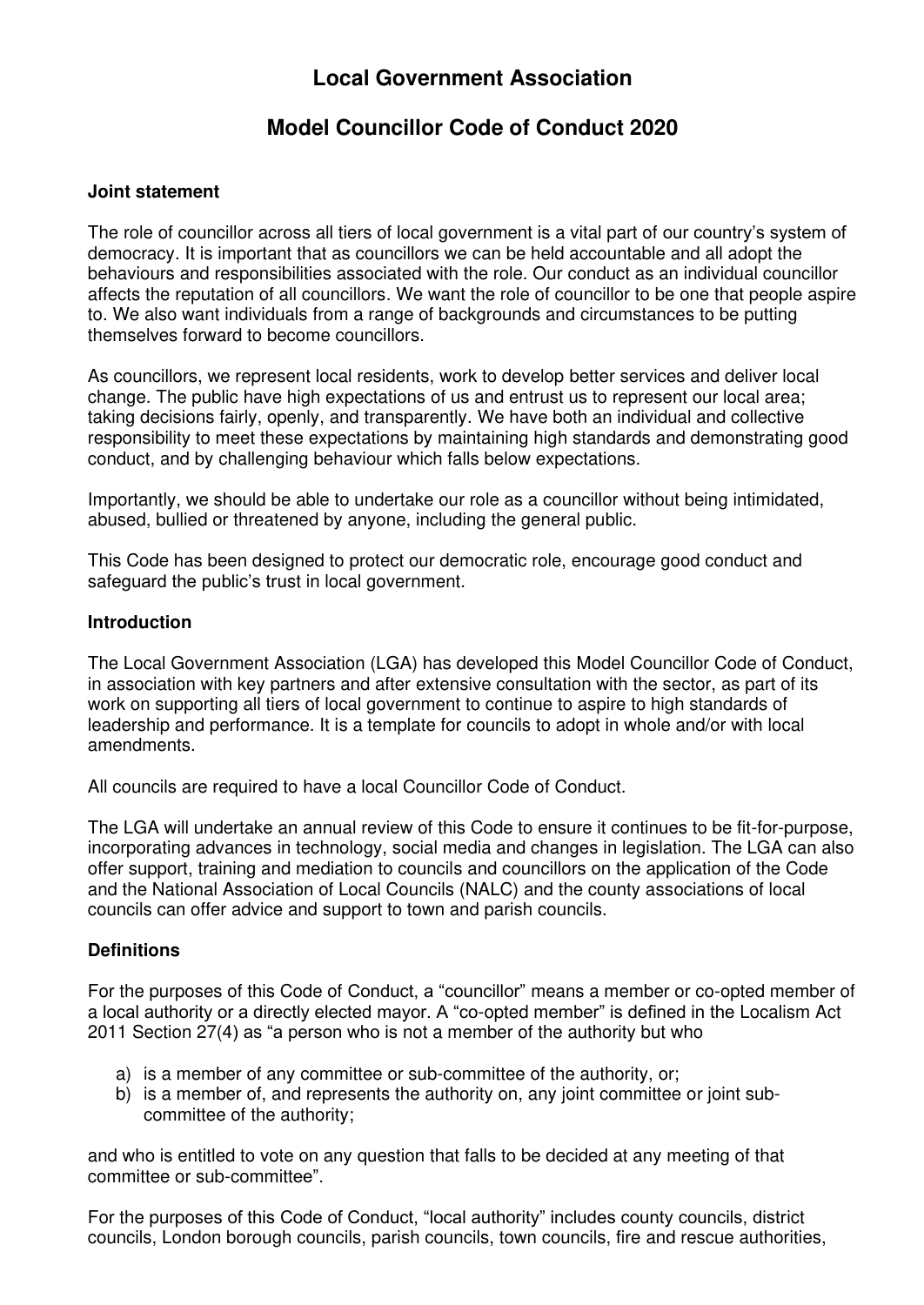# Local Government Association

# Model Councillor Code of Conduct 2020

### Joint statement

The role of councillor across all tiers of local government is a vital part of our country's system of democracy. It is important that as councillors we can be held accountable and all adopt the behaviours and responsibilities associated with the role. Our conduct as an individual councillor affects the reputation of all councillors. We want the role of councillor to be one that people aspire to. We also want individuals from a range of backgrounds and circumstances to be putting themselves forward to become councillors.

As councillors, we represent local residents, work to develop better services and deliver local change. The public have high expectations of us and entrust us to represent our local area; taking decisions fairly, openly, and transparently. We have both an individual and collective responsibility to meet these expectations by maintaining high standards and demonstrating good conduct, and by challenging behaviour which falls below expectations.

Importantly, we should be able to undertake our role as a councillor without being intimidated, abused, bullied or threatened by anyone, including the general public.

This Code has been designed to protect our democratic role, encourage good conduct and safeguard the public's trust in local government.

### Introduction

The Local Government Association (LGA) has developed this Model Councillor Code of Conduct, in association with key partners and after extensive consultation with the sector, as part of its work on supporting all tiers of local government to continue to aspire to high standards of leadership and performance. It is a template for councils to adopt in whole and/or with local amendments.

All councils are required to have a local Councillor Code of Conduct.

The LGA will undertake an annual review of this Code to ensure it continues to be fit-for-purpose, incorporating advances in technology, social media and changes in legislation. The LGA can also offer support, training and mediation to councils and councillors on the application of the Code and the National Association of Local Councils (NALC) and the county associations of local councils can offer advice and support to town and parish councils.

### Definitions

For the purposes of this Code of Conduct, a "councillor" means a member or co-opted member of a local authority or a directly elected mayor. A "co-opted member" is defined in the Localism Act 2011 Section 27(4) as "a person who is not a member of the authority but who

a) is a member of any committee or sub-committee of the authority, or;
b) is a member of, and represents the authority on, any joint committee or joint sub-committee of the authority;

and who is entitled to vote on any question that falls to be decided at any meeting of that committee or sub-committee".

For the purposes of this Code of Conduct, "local authority" includes county councils, district councils, London borough councils, parish councils, town councils, fire and rescue authorities,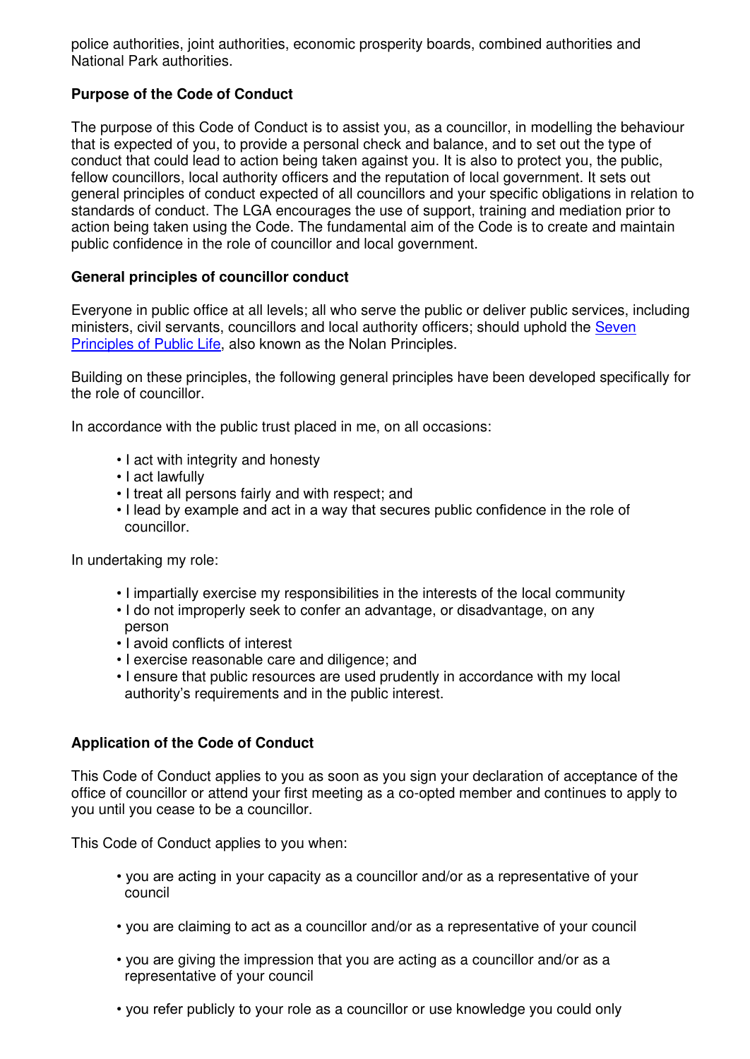police authorities, joint authorities, economic prosperity boards, combined authorities and National Park authorities.

**Purpose of the Code of Conduct**

The purpose of this Code of Conduct is to assist you, as a councillor, in modelling the behaviour that is expected of you, to provide a personal check and balance, and to set out the type of conduct that could lead to action being taken against you. It is also to protect you, the public, fellow councillors, local authority officers and the reputation of local government. It sets out general principles of conduct expected of all councillors and your specific obligations in relation to standards of conduct. The LGA encourages the use of support, training and mediation prior to action being taken using the Code. The fundamental aim of the Code is to create and maintain public confidence in the role of councillor and local government.

**General principles of councillor conduct**

Everyone in public office at all levels; all who serve the public or deliver public services, including ministers, civil servants, councillors and local authority officers; should uphold the [Seven Principles of Public Life](), also known as the Nolan Principles.

Building on these principles, the following general principles have been developed specifically for the role of councillor.

In accordance with the public trust placed in me, on all occasions:

- I act with integrity and honesty
- I act lawfully
- I treat all persons fairly and with respect; and
- I lead by example and act in a way that secures public confidence in the role of councillor.

In undertaking my role:

- I impartially exercise my responsibilities in the interests of the local community
- I do not improperly seek to confer an advantage, or disadvantage, on any person
- I avoid conflicts of interest
- I exercise reasonable care and diligence; and
- I ensure that public resources are used prudently in accordance with my local authority's requirements and in the public interest.

**Application of the Code of Conduct**

This Code of Conduct applies to you as soon as you sign your declaration of acceptance of the office of councillor or attend your first meeting as a co-opted member and continues to apply to you until you cease to be a councillor.

This Code of Conduct applies to you when:

- you are acting in your capacity as a councillor and/or as a representative of your council
- you are claiming to act as a councillor and/or as a representative of your council
- you are giving the impression that you are acting as a councillor and/or as a representative of your council
- you refer publicly to your role as a councillor or use knowledge you could only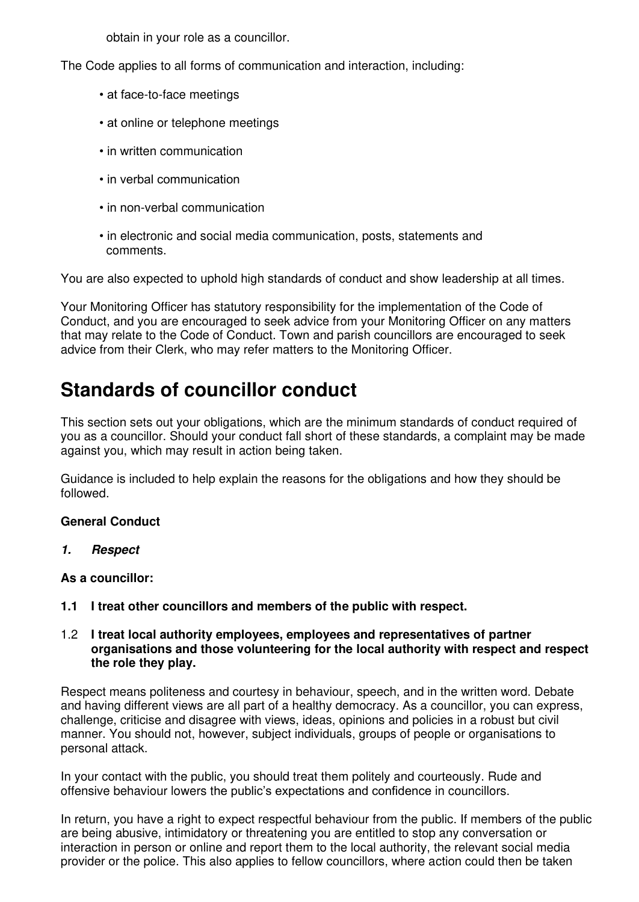obtain in your role as a councillor.

The Code applies to all forms of communication and interaction, including:

- at face-to-face meetings
- at online or telephone meetings
- in written communication
- in verbal communication
- in non-verbal communication
- in electronic and social media communication, posts, statements and comments.

You are also expected to uphold high standards of conduct and show leadership at all times.

Your Monitoring Officer has statutory responsibility for the implementation of the Code of Conduct, and you are encouraged to seek advice from your Monitoring Officer on any matters that may relate to the Code of Conduct. Town and parish councillors are encouraged to seek advice from their Clerk, who may refer matters to the Monitoring Officer.

# Standards of councillor conduct

This section sets out your obligations, which are the minimum standards of conduct required of you as a councillor. Should your conduct fall short of these standards, a complaint may be made against you, which may result in action being taken.

Guidance is included to help explain the reasons for the obligations and how they should be followed.

**General Conduct**

***1. Respect***

**As a councillor:**

**1.1 I treat other councillors and members of the public with respect.**

1.2 **I treat local authority employees, employees and representatives of partner organisations and those volunteering for the local authority with respect and respect the role they play.**

Respect means politeness and courtesy in behaviour, speech, and in the written word. Debate and having different views are all part of a healthy democracy. As a councillor, you can express, challenge, criticise and disagree with views, ideas, opinions and policies in a robust but civil manner. You should not, however, subject individuals, groups of people or organisations to personal attack.

In your contact with the public, you should treat them politely and courteously. Rude and offensive behaviour lowers the public's expectations and confidence in councillors.

In return, you have a right to expect respectful behaviour from the public. If members of the public are being abusive, intimidatory or threatening you are entitled to stop any conversation or interaction in person or online and report them to the local authority, the relevant social media provider or the police. This also applies to fellow councillors, where action could then be taken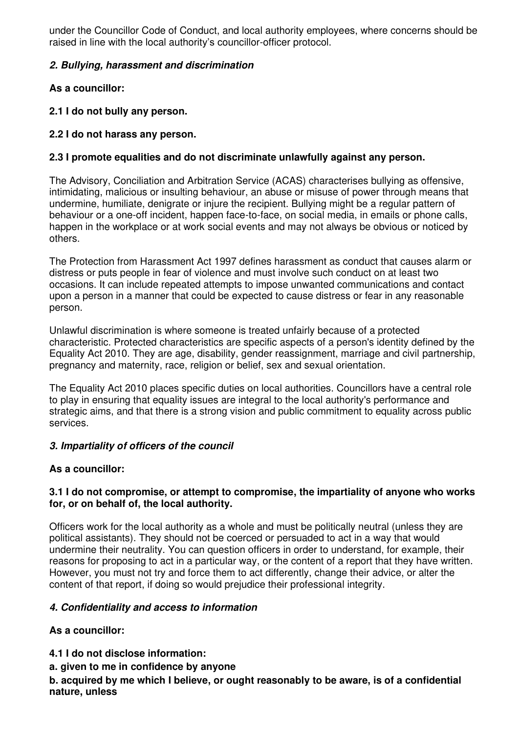under the Councillor Code of Conduct, and local authority employees, where concerns should be raised in line with the local authority's councillor-officer protocol.

### *2. Bullying, harassment and discrimination*

**As a councillor:**

**2.1 I do not bully any person.**

**2.2 I do not harass any person.**

**2.3 I promote equalities and do not discriminate unlawfully against any person.**

The Advisory, Conciliation and Arbitration Service (ACAS) characterises bullying as offensive, intimidating, malicious or insulting behaviour, an abuse or misuse of power through means that undermine, humiliate, denigrate or injure the recipient. Bullying might be a regular pattern of behaviour or a one-off incident, happen face-to-face, on social media, in emails or phone calls, happen in the workplace or at work social events and may not always be obvious or noticed by others.

The Protection from Harassment Act 1997 defines harassment as conduct that causes alarm or distress or puts people in fear of violence and must involve such conduct on at least two occasions. It can include repeated attempts to impose unwanted communications and contact upon a person in a manner that could be expected to cause distress or fear in any reasonable person.

Unlawful discrimination is where someone is treated unfairly because of a protected characteristic. Protected characteristics are specific aspects of a person's identity defined by the Equality Act 2010. They are age, disability, gender reassignment, marriage and civil partnership, pregnancy and maternity, race, religion or belief, sex and sexual orientation.

The Equality Act 2010 places specific duties on local authorities. Councillors have a central role to play in ensuring that equality issues are integral to the local authority's performance and strategic aims, and that there is a strong vision and public commitment to equality across public services.

### *3. Impartiality of officers of the council*

**As a councillor:**

**3.1 I do not compromise, or attempt to compromise, the impartiality of anyone who works for, or on behalf of, the local authority.**

Officers work for the local authority as a whole and must be politically neutral (unless they are political assistants). They should not be coerced or persuaded to act in a way that would undermine their neutrality. You can question officers in order to understand, for example, their reasons for proposing to act in a particular way, or the content of a report that they have written. However, you must not try and force them to act differently, change their advice, or alter the content of that report, if doing so would prejudice their professional integrity.

### *4. Confidentiality and access to information*

**As a councillor:**

**4.1 I do not disclose information:**

**a. given to me in confidence by anyone**

**b. acquired by me which I believe, or ought reasonably to be aware, is of a confidential nature, unless**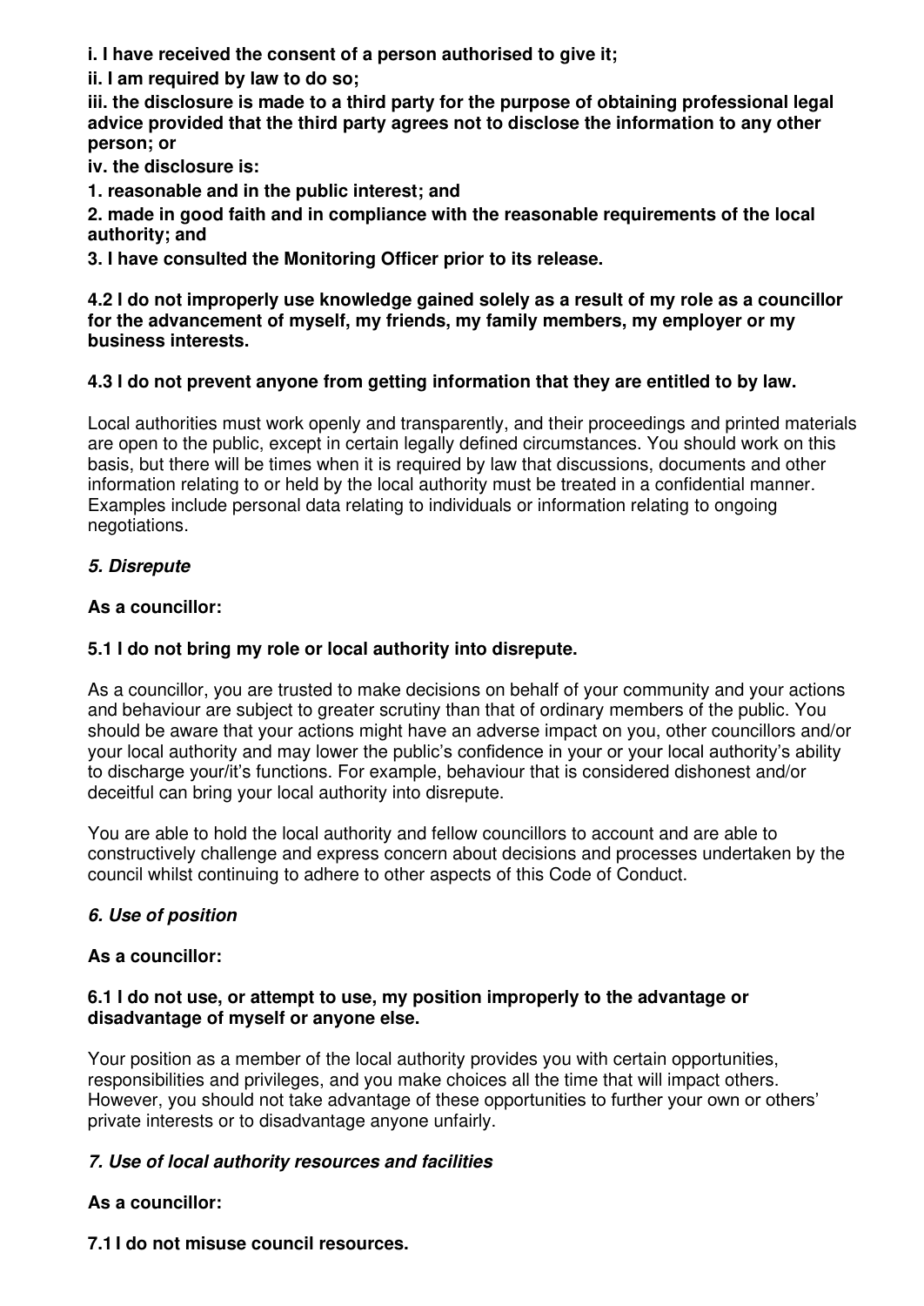**i. I have received the consent of a person authorised to give it;**

**ii. I am required by law to do so;**

**iii. the disclosure is made to a third party for the purpose of obtaining professional legal advice provided that the third party agrees not to disclose the information to any other person; or**

**iv. the disclosure is:**

**1. reasonable and in the public interest; and**

**2. made in good faith and in compliance with the reasonable requirements of the local authority; and**

**3. I have consulted the Monitoring Officer prior to its release.**

**4.2 I do not improperly use knowledge gained solely as a result of my role as a councillor for the advancement of myself, my friends, my family members, my employer or my business interests.**

**4.3 I do not prevent anyone from getting information that they are entitled to by law.**

Local authorities must work openly and transparently, and their proceedings and printed materials are open to the public, except in certain legally defined circumstances. You should work on this basis, but there will be times when it is required by law that discussions, documents and other information relating to or held by the local authority must be treated in a confidential manner. Examples include personal data relating to individuals or information relating to ongoing negotiations.

### *5. Disrepute*

**As a councillor:**

**5.1 I do not bring my role or local authority into disrepute.**

As a councillor, you are trusted to make decisions on behalf of your community and your actions and behaviour are subject to greater scrutiny than that of ordinary members of the public. You should be aware that your actions might have an adverse impact on you, other councillors and/or your local authority and may lower the public's confidence in your or your local authority's ability to discharge your/it's functions. For example, behaviour that is considered dishonest and/or deceitful can bring your local authority into disrepute.

You are able to hold the local authority and fellow councillors to account and are able to constructively challenge and express concern about decisions and processes undertaken by the council whilst continuing to adhere to other aspects of this Code of Conduct.

### *6. Use of position*

**As a councillor:**

**6.1 I do not use, or attempt to use, my position improperly to the advantage or disadvantage of myself or anyone else.**

Your position as a member of the local authority provides you with certain opportunities, responsibilities and privileges, and you make choices all the time that will impact others. However, you should not take advantage of these opportunities to further your own or others' private interests or to disadvantage anyone unfairly.

### *7. Use of local authority resources and facilities*

**As a councillor:**

**7.1 I do not misuse council resources.**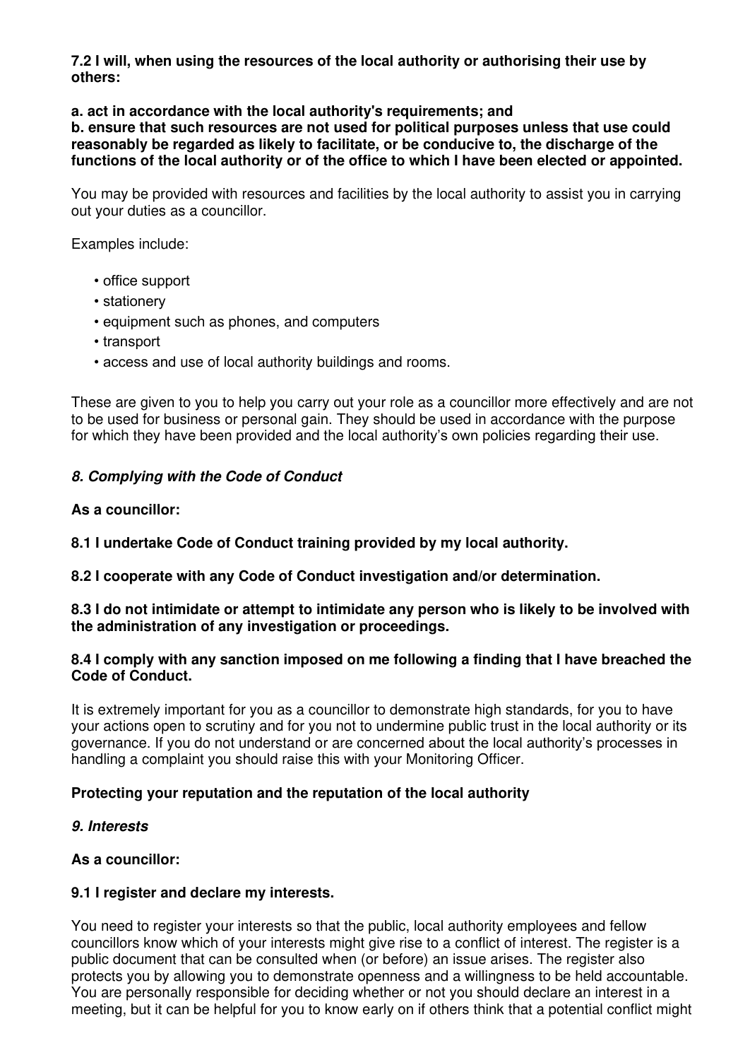**7.2 I will, when using the resources of the local authority or authorising their use by others:**

**a. act in accordance with the local authority's requirements; and**
**b. ensure that such resources are not used for political purposes unless that use could reasonably be regarded as likely to facilitate, or be conducive to, the discharge of the functions of the local authority or of the office to which I have been elected or appointed.**

You may be provided with resources and facilities by the local authority to assist you in carrying out your duties as a councillor.

Examples include:

- office support
- stationery
- equipment such as phones, and computers
- transport
- access and use of local authority buildings and rooms.

These are given to you to help you carry out your role as a councillor more effectively and are not to be used for business or personal gain. They should be used in accordance with the purpose for which they have been provided and the local authority's own policies regarding their use.

### *8. Complying with the Code of Conduct*

**As a councillor:**

**8.1 I undertake Code of Conduct training provided by my local authority.**

**8.2 I cooperate with any Code of Conduct investigation and/or determination.**

**8.3 I do not intimidate or attempt to intimidate any person who is likely to be involved with the administration of any investigation or proceedings.**

**8.4 I comply with any sanction imposed on me following a finding that I have breached the Code of Conduct.**

It is extremely important for you as a councillor to demonstrate high standards, for you to have your actions open to scrutiny and for you not to undermine public trust in the local authority or its governance. If you do not understand or are concerned about the local authority's processes in handling a complaint you should raise this with your Monitoring Officer.

## Protecting your reputation and the reputation of the local authority

### *9. Interests*

**As a councillor:**

**9.1 I register and declare my interests.**

You need to register your interests so that the public, local authority employees and fellow councillors know which of your interests might give rise to a conflict of interest. The register is a public document that can be consulted when (or before) an issue arises. The register also protects you by allowing you to demonstrate openness and a willingness to be held accountable. You are personally responsible for deciding whether or not you should declare an interest in a meeting, but it can be helpful for you to know early on if others think that a potential conflict might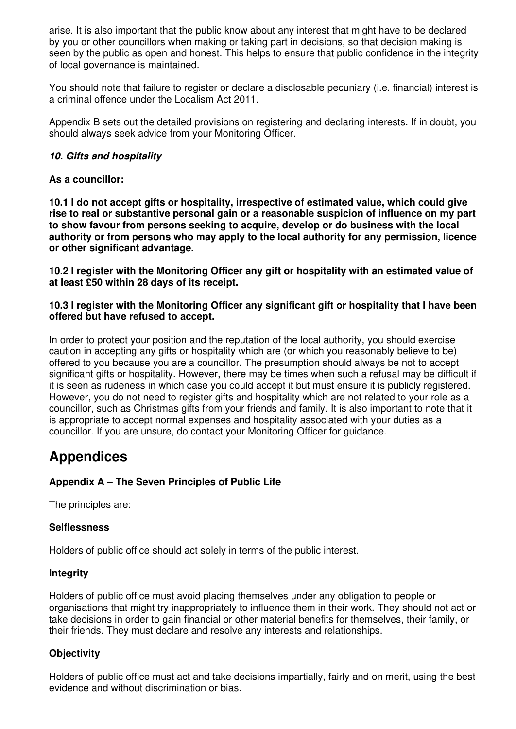arise. It is also important that the public know about any interest that might have to be declared by you or other councillors when making or taking part in decisions, so that decision making is seen by the public as open and honest. This helps to ensure that public confidence in the integrity of local governance is maintained.

You should note that failure to register or declare a disclosable pecuniary (i.e. financial) interest is a criminal offence under the Localism Act 2011.

Appendix B sets out the detailed provisions on registering and declaring interests. If in doubt, you should always seek advice from your Monitoring Officer.

### *10. Gifts and hospitality*

**As a councillor:**

**10.1 I do not accept gifts or hospitality, irrespective of estimated value, which could give rise to real or substantive personal gain or a reasonable suspicion of influence on my part to show favour from persons seeking to acquire, develop or do business with the local authority or from persons who may apply to the local authority for any permission, licence or other significant advantage.**

**10.2 I register with the Monitoring Officer any gift or hospitality with an estimated value of at least £50 within 28 days of its receipt.**

**10.3 I register with the Monitoring Officer any significant gift or hospitality that I have been offered but have refused to accept.**

In order to protect your position and the reputation of the local authority, you should exercise caution in accepting any gifts or hospitality which are (or which you reasonably believe to be) offered to you because you are a councillor. The presumption should always be not to accept significant gifts or hospitality. However, there may be times when such a refusal may be difficult if it is seen as rudeness in which case you could accept it but must ensure it is publicly registered. However, you do not need to register gifts and hospitality which are not related to your role as a councillor, such as Christmas gifts from your friends and family. It is also important to note that it is appropriate to accept normal expenses and hospitality associated with your duties as a councillor. If you are unsure, do contact your Monitoring Officer for guidance.

# Appendices

### Appendix A – The Seven Principles of Public Life

The principles are:

**Selflessness**

Holders of public office should act solely in terms of the public interest.

**Integrity**

Holders of public office must avoid placing themselves under any obligation to people or organisations that might try inappropriately to influence them in their work. They should not act or take decisions in order to gain financial or other material benefits for themselves, their family, or their friends. They must declare and resolve any interests and relationships.

**Objectivity**

Holders of public office must act and take decisions impartially, fairly and on merit, using the best evidence and without discrimination or bias.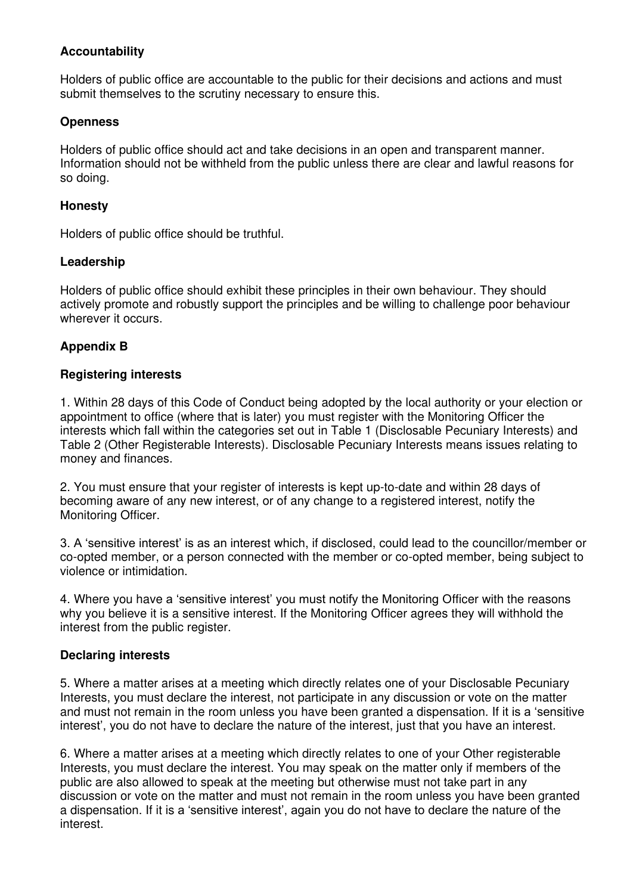**Accountability**

Holders of public office are accountable to the public for their decisions and actions and must submit themselves to the scrutiny necessary to ensure this.

**Openness**

Holders of public office should act and take decisions in an open and transparent manner. Information should not be withheld from the public unless there are clear and lawful reasons for so doing.

**Honesty**

Holders of public office should be truthful.

**Leadership**

Holders of public office should exhibit these principles in their own behaviour. They should actively promote and robustly support the principles and be willing to challenge poor behaviour wherever it occurs.

## Appendix B

### Registering interests

1. Within 28 days of this Code of Conduct being adopted by the local authority or your election or appointment to office (where that is later) you must register with the Monitoring Officer the interests which fall within the categories set out in Table 1 (Disclosable Pecuniary Interests) and Table 2 (Other Registerable Interests). Disclosable Pecuniary Interests means issues relating to money and finances.

2. You must ensure that your register of interests is kept up-to-date and within 28 days of becoming aware of any new interest, or of any change to a registered interest, notify the Monitoring Officer.

3. A 'sensitive interest' is as an interest which, if disclosed, could lead to the councillor/member or co-opted member, or a person connected with the member or co-opted member, being subject to violence or intimidation.

4. Where you have a 'sensitive interest' you must notify the Monitoring Officer with the reasons why you believe it is a sensitive interest. If the Monitoring Officer agrees they will withhold the interest from the public register.

### Declaring interests

5. Where a matter arises at a meeting which directly relates one of your Disclosable Pecuniary Interests, you must declare the interest, not participate in any discussion or vote on the matter and must not remain in the room unless you have been granted a dispensation. If it is a 'sensitive interest', you do not have to declare the nature of the interest, just that you have an interest.

6. Where a matter arises at a meeting which directly relates to one of your Other registerable Interests, you must declare the interest. You may speak on the matter only if members of the public are also allowed to speak at the meeting but otherwise must not take part in any discussion or vote on the matter and must not remain in the room unless you have been granted a dispensation. If it is a 'sensitive interest', again you do not have to declare the nature of the interest.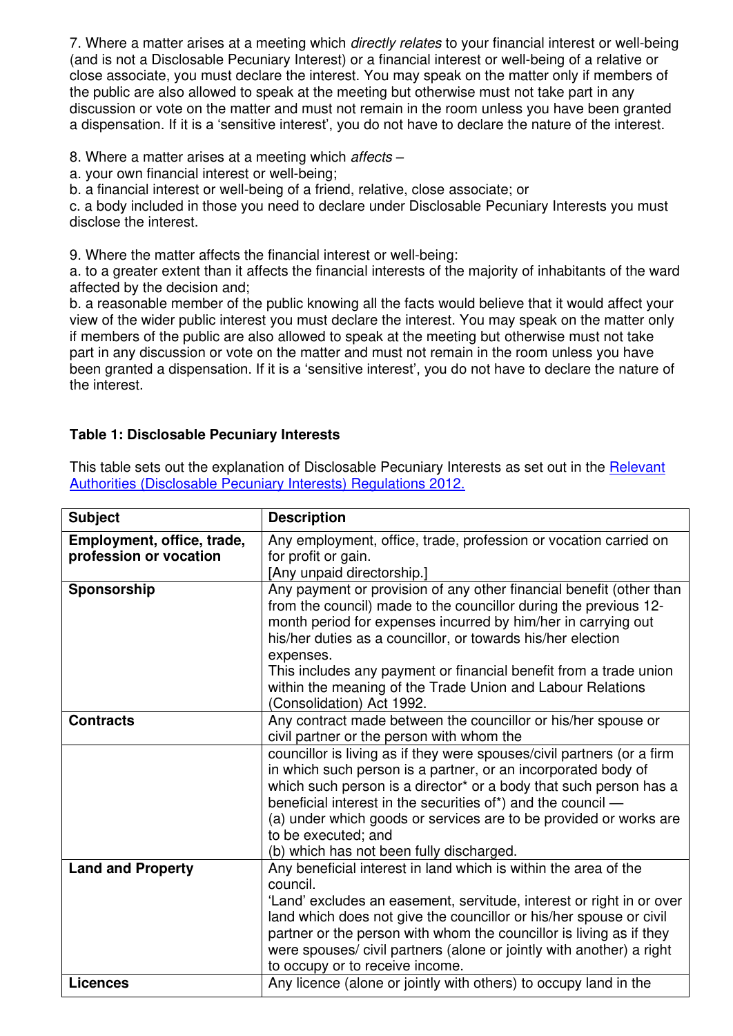7. Where a matter arises at a meeting which *directly relates* to your financial interest or well-being (and is not a Disclosable Pecuniary Interest) or a financial interest or well-being of a relative or close associate, you must declare the interest. You may speak on the matter only if members of the public are also allowed to speak at the meeting but otherwise must not take part in any discussion or vote on the matter and must not remain in the room unless you have been granted a dispensation. If it is a 'sensitive interest', you do not have to declare the nature of the interest.

8. Where a matter arises at a meeting which *affects* –
a. your own financial interest or well-being;
b. a financial interest or well-being of a friend, relative, close associate; or
c. a body included in those you need to declare under Disclosable Pecuniary Interests you must disclose the interest.

9. Where the matter affects the financial interest or well-being:
a. to a greater extent than it affects the financial interests of the majority of inhabitants of the ward affected by the decision and;
b. a reasonable member of the public knowing all the facts would believe that it would affect your view of the wider public interest you must declare the interest. You may speak on the matter only if members of the public are also allowed to speak at the meeting but otherwise must not take part in any discussion or vote on the matter and must not remain in the room unless you have been granted a dispensation. If it is a 'sensitive interest', you do not have to declare the nature of the interest.

**Table 1: Disclosable Pecuniary Interests**

This table sets out the explanation of Disclosable Pecuniary Interests as set out in the Relevant Authorities (Disclosable Pecuniary Interests) Regulations 2012.

| Subject | Description |
|---|---|
| **Employment, office, trade, profession or vocation** | Any employment, office, trade, profession or vocation carried on for profit or gain.<br>[Any unpaid directorship.] |
| **Sponsorship** | Any payment or provision of any other financial benefit (other than from the council) made to the councillor during the previous 12-month period for expenses incurred by him/her in carrying out his/her duties as a councillor, or towards his/her election expenses.<br>This includes any payment or financial benefit from a trade union within the meaning of the Trade Union and Labour Relations (Consolidation) Act 1992. |
| **Contracts** | Any contract made between the councillor or his/her spouse or civil partner or the person with whom the councillor is living as if they were spouses/civil partners (or a firm in which such person is a partner, or an incorporated body of which such person is a director* or a body that such person has a beneficial interest in the securities of*) and the council —<br>(a) under which goods or services are to be provided or works are to be executed; and<br>(b) which has not been fully discharged. |
| **Land and Property** | Any beneficial interest in land which is within the area of the council.<br>'Land' excludes an easement, servitude, interest or right in or over land which does not give the councillor or his/her spouse or civil partner or the person with whom the councillor is living as if they were spouses/ civil partners (alone or jointly with another) a right to occupy or to receive income. |
| **Licences** | Any licence (alone or jointly with others) to occupy land in the |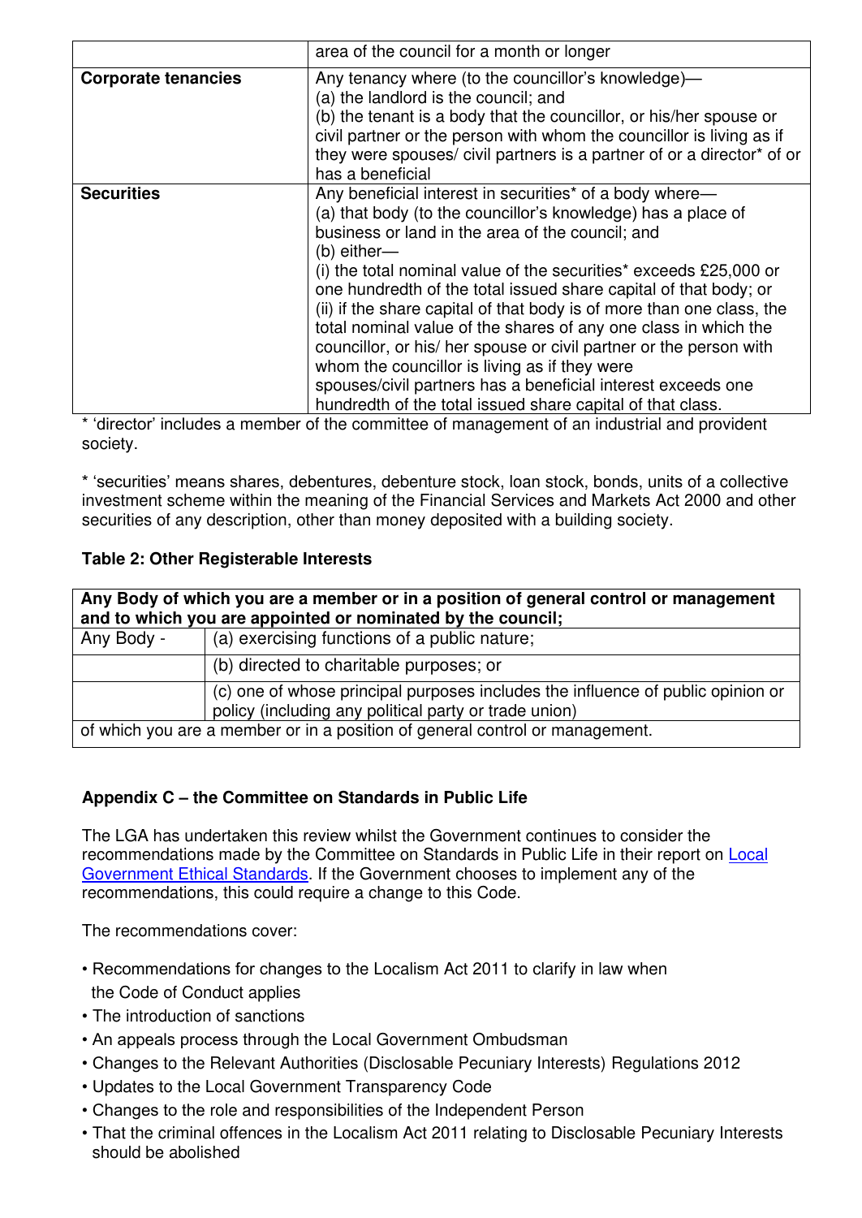| | |
|---|---|
| | area of the council for a month or longer |
| **Corporate tenancies** | Any tenancy where (to the councillor's knowledge)—<br>(a) the landlord is the council; and<br>(b) the tenant is a body that the councillor, or his/her spouse or civil partner or the person with whom the councillor is living as if they were spouses/ civil partners is a partner of or a director* of or has a beneficial |
| **Securities** | Any beneficial interest in securities* of a body where—<br>(a) that body (to the councillor's knowledge) has a place of business or land in the area of the council; and<br>(b) either—<br>(i) the total nominal value of the securities* exceeds £25,000 or one hundredth of the total issued share capital of that body; or<br>(ii) if the share capital of that body is of more than one class, the total nominal value of the shares of any one class in which the councillor, or his/ her spouse or civil partner or the person with whom the councillor is living as if they were spouses/civil partners has a beneficial interest exceeds one hundredth of the total issued share capital of that class. |

* 'director' includes a member of the committee of management of an industrial and provident society.

* 'securities' means shares, debentures, debenture stock, loan stock, bonds, units of a collective investment scheme within the meaning of the Financial Services and Markets Act 2000 and other securities of any description, other than money deposited with a building society.

**Table 2: Other Registerable Interests**

| **Any Body of which you are a member or in a position of general control or management and to which you are appointed or nominated by the council;** | |
|---|---|
| Any Body - | (a) exercising functions of a public nature; |
| | (b) directed to charitable purposes; or |
| | (c) one of whose principal purposes includes the influence of public opinion or policy (including any political party or trade union) |
| of which you are a member or in a position of general control or management. | |

**Appendix C – the Committee on Standards in Public Life**

The LGA has undertaken this review whilst the Government continues to consider the recommendations made by the Committee on Standards in Public Life in their report on Local Government Ethical Standards. If the Government chooses to implement any of the recommendations, this could require a change to this Code.

The recommendations cover:

- Recommendations for changes to the Localism Act 2011 to clarify in law when the Code of Conduct applies
- The introduction of sanctions
- An appeals process through the Local Government Ombudsman
- Changes to the Relevant Authorities (Disclosable Pecuniary Interests) Regulations 2012
- Updates to the Local Government Transparency Code
- Changes to the role and responsibilities of the Independent Person
- That the criminal offences in the Localism Act 2011 relating to Disclosable Pecuniary Interests should be abolished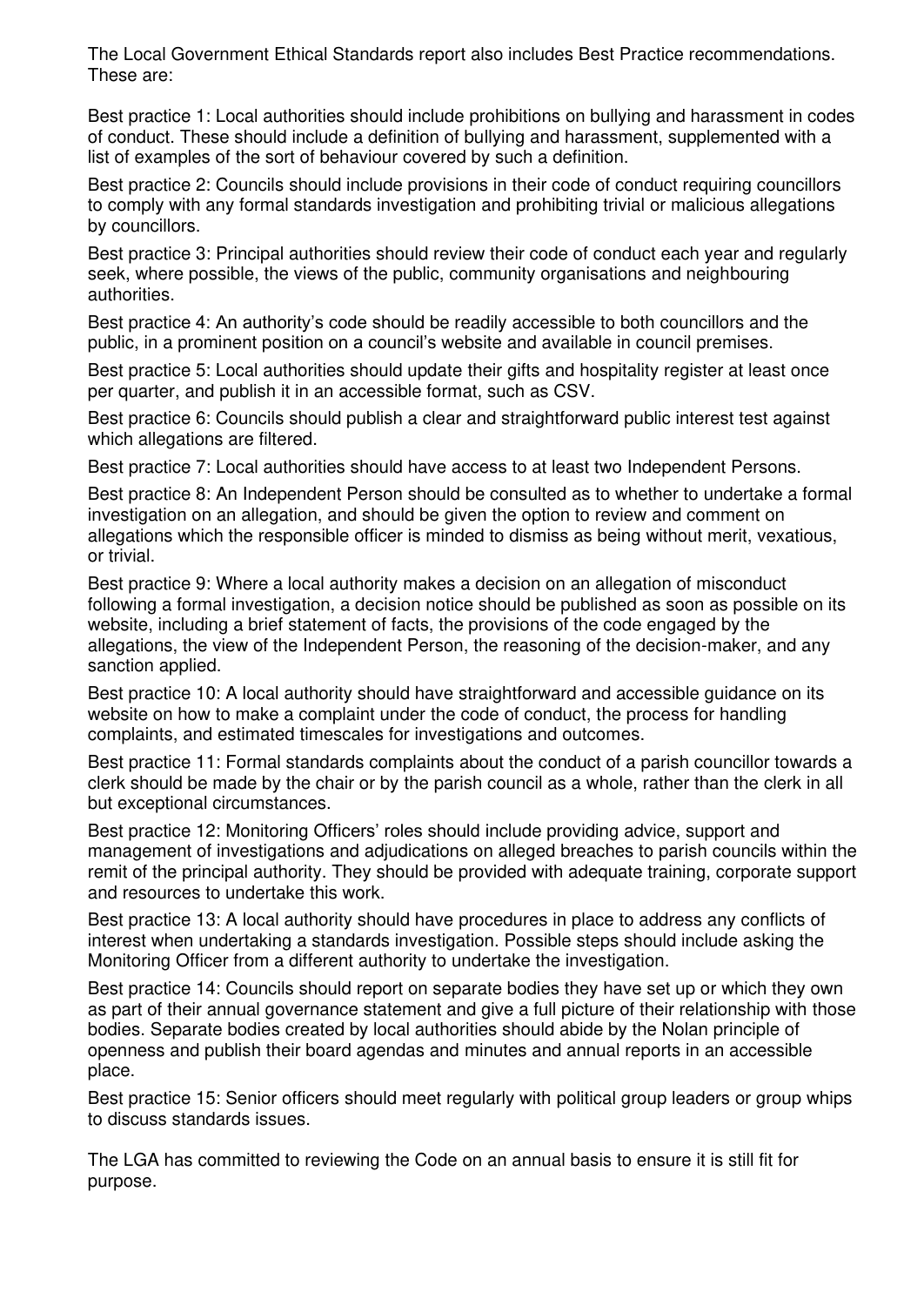The Local Government Ethical Standards report also includes Best Practice recommendations. These are:

Best practice 1: Local authorities should include prohibitions on bullying and harassment in codes of conduct. These should include a definition of bullying and harassment, supplemented with a list of examples of the sort of behaviour covered by such a definition.

Best practice 2: Councils should include provisions in their code of conduct requiring councillors to comply with any formal standards investigation and prohibiting trivial or malicious allegations by councillors.

Best practice 3: Principal authorities should review their code of conduct each year and regularly seek, where possible, the views of the public, community organisations and neighbouring authorities.

Best practice 4: An authority's code should be readily accessible to both councillors and the public, in a prominent position on a council's website and available in council premises.

Best practice 5: Local authorities should update their gifts and hospitality register at least once per quarter, and publish it in an accessible format, such as CSV.

Best practice 6: Councils should publish a clear and straightforward public interest test against which allegations are filtered.

Best practice 7: Local authorities should have access to at least two Independent Persons.

Best practice 8: An Independent Person should be consulted as to whether to undertake a formal investigation on an allegation, and should be given the option to review and comment on allegations which the responsible officer is minded to dismiss as being without merit, vexatious, or trivial.

Best practice 9: Where a local authority makes a decision on an allegation of misconduct following a formal investigation, a decision notice should be published as soon as possible on its website, including a brief statement of facts, the provisions of the code engaged by the allegations, the view of the Independent Person, the reasoning of the decision-maker, and any sanction applied.

Best practice 10: A local authority should have straightforward and accessible guidance on its website on how to make a complaint under the code of conduct, the process for handling complaints, and estimated timescales for investigations and outcomes.

Best practice 11: Formal standards complaints about the conduct of a parish councillor towards a clerk should be made by the chair or by the parish council as a whole, rather than the clerk in all but exceptional circumstances.

Best practice 12: Monitoring Officers' roles should include providing advice, support and management of investigations and adjudications on alleged breaches to parish councils within the remit of the principal authority. They should be provided with adequate training, corporate support and resources to undertake this work.

Best practice 13: A local authority should have procedures in place to address any conflicts of interest when undertaking a standards investigation. Possible steps should include asking the Monitoring Officer from a different authority to undertake the investigation.

Best practice 14: Councils should report on separate bodies they have set up or which they own as part of their annual governance statement and give a full picture of their relationship with those bodies. Separate bodies created by local authorities should abide by the Nolan principle of openness and publish their board agendas and minutes and annual reports in an accessible place.

Best practice 15: Senior officers should meet regularly with political group leaders or group whips to discuss standards issues.

The LGA has committed to reviewing the Code on an annual basis to ensure it is still fit for purpose.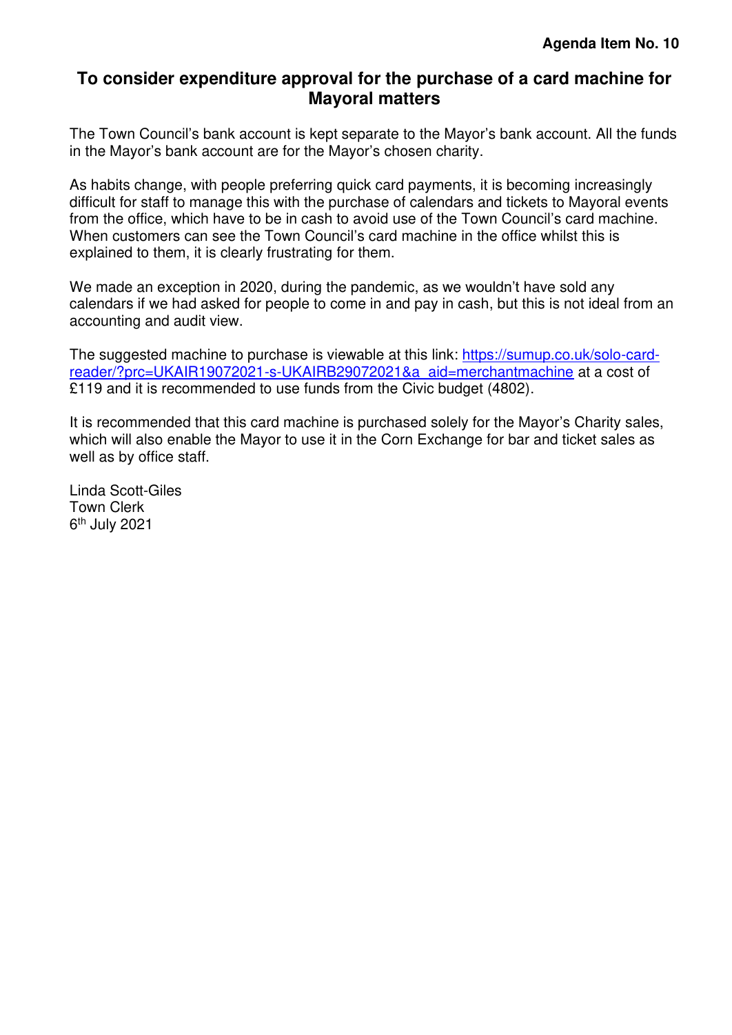**Agenda Item No. 10**

## To consider expenditure approval for the purchase of a card machine for Mayoral matters

The Town Council's bank account is kept separate to the Mayor's bank account. All the funds in the Mayor's bank account are for the Mayor's chosen charity.

As habits change, with people preferring quick card payments, it is becoming increasingly difficult for staff to manage this with the purchase of calendars and tickets to Mayoral events from the office, which have to be in cash to avoid use of the Town Council's card machine. When customers can see the Town Council's card machine in the office whilst this is explained to them, it is clearly frustrating for them.

We made an exception in 2020, during the pandemic, as we wouldn't have sold any calendars if we had asked for people to come in and pay in cash, but this is not ideal from an accounting and audit view.

The suggested machine to purchase is viewable at this link: [https://sumup.co.uk/solo-card-reader/?prc=UKAIR19072021-s-UKAIRB29072021&a_aid=merchantmachine](https://sumup.co.uk/solo-card-reader/?prc=UKAIR19072021-s-UKAIRB29072021&a_aid=merchantmachine) at a cost of £119 and it is recommended to use funds from the Civic budget (4802).

It is recommended that this card machine is purchased solely for the Mayor's Charity sales, which will also enable the Mayor to use it in the Corn Exchange for bar and ticket sales as well as by office staff.

Linda Scott-Giles
Town Clerk
6th July 2021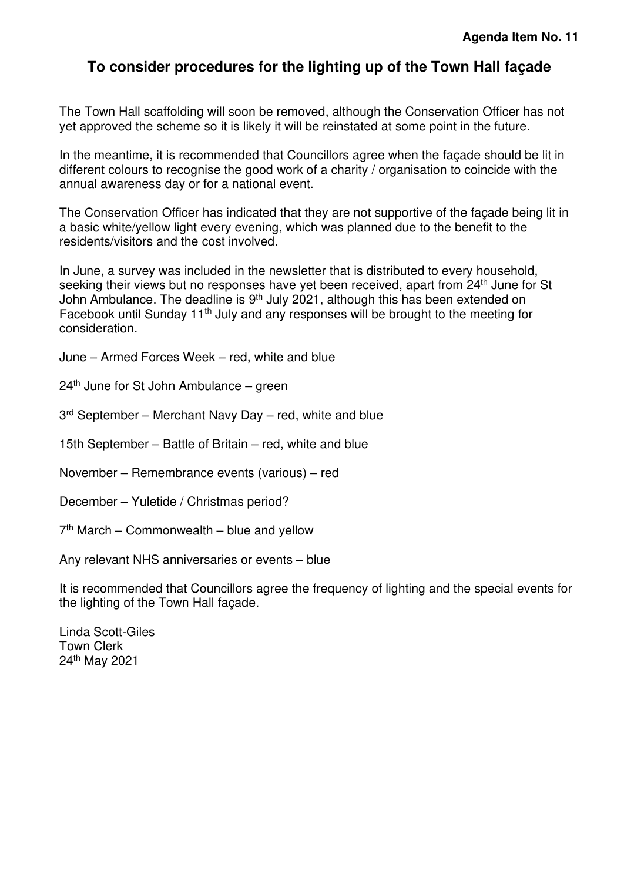**Agenda Item No. 11**

## To consider procedures for the lighting up of the Town Hall façade

The Town Hall scaffolding will soon be removed, although the Conservation Officer has not yet approved the scheme so it is likely it will be reinstated at some point in the future.

In the meantime, it is recommended that Councillors agree when the façade should be lit in different colours to recognise the good work of a charity / organisation to coincide with the annual awareness day or for a national event.

The Conservation Officer has indicated that they are not supportive of the façade being lit in a basic white/yellow light every evening, which was planned due to the benefit to the residents/visitors and the cost involved.

In June, a survey was included in the newsletter that is distributed to every household, seeking their views but no responses have yet been received, apart from 24th June for St John Ambulance. The deadline is 9th July 2021, although this has been extended on Facebook until Sunday 11th July and any responses will be brought to the meeting for consideration.

June – Armed Forces Week – red, white and blue

24th June for St John Ambulance – green

3rd September – Merchant Navy Day – red, white and blue

15th September – Battle of Britain – red, white and blue

November – Remembrance events (various) – red

December – Yuletide / Christmas period?

7th March – Commonwealth – blue and yellow

Any relevant NHS anniversaries or events – blue

It is recommended that Councillors agree the frequency of lighting and the special events for the lighting of the Town Hall façade.

Linda Scott-Giles
Town Clerk
24th May 2021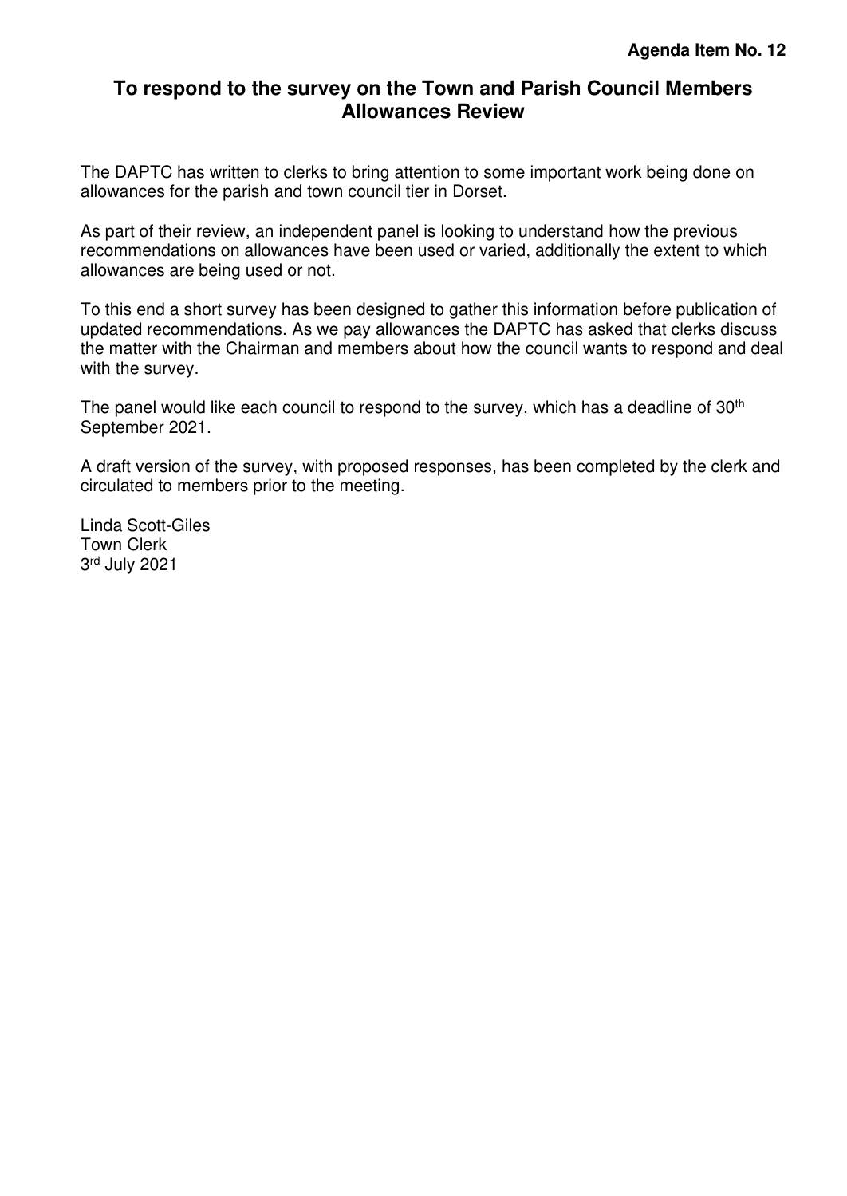**Agenda Item No. 12**

## To respond to the survey on the Town and Parish Council Members Allowances Review

The DAPTC has written to clerks to bring attention to some important work being done on allowances for the parish and town council tier in Dorset.

As part of their review, an independent panel is looking to understand how the previous recommendations on allowances have been used or varied, additionally the extent to which allowances are being used or not.

To this end a short survey has been designed to gather this information before publication of updated recommendations. As we pay allowances the DAPTC has asked that clerks discuss the matter with the Chairman and members about how the council wants to respond and deal with the survey.

The panel would like each council to respond to the survey, which has a deadline of 30th September 2021.

A draft version of the survey, with proposed responses, has been completed by the clerk and circulated to members prior to the meeting.

Linda Scott-Giles
Town Clerk
3rd July 2021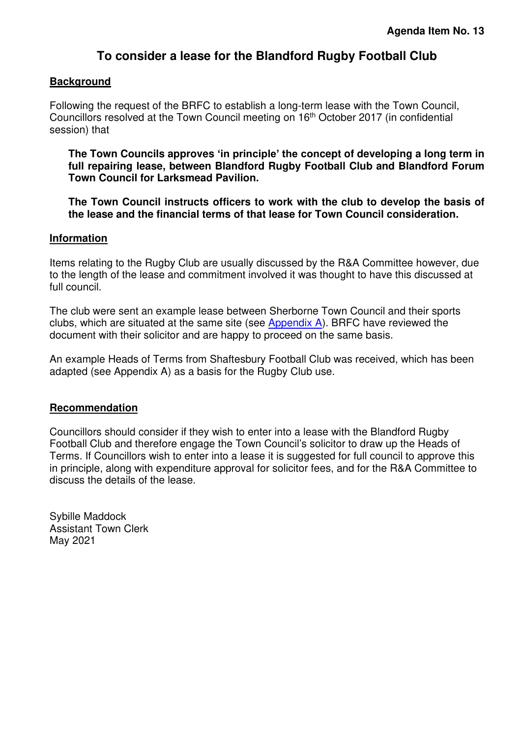**Agenda Item No. 13**

# To consider a lease for the Blandford Rugby Football Club

## Background

Following the request of the BRFC to establish a long-term lease with the Town Council, Councillors resolved at the Town Council meeting on 16th October 2017 (in confidential session) that

> **The Town Councils approves 'in principle' the concept of developing a long term in full repairing lease, between Blandford Rugby Football Club and Blandford Forum Town Council for Larksmead Pavilion.**
>
> **The Town Council instructs officers to work with the club to develop the basis of the lease and the financial terms of that lease for Town Council consideration.**

## Information

Items relating to the Rugby Club are usually discussed by the R&A Committee however, due to the length of the lease and commitment involved it was thought to have this discussed at full council.

The club were sent an example lease between Sherborne Town Council and their sports clubs, which are situated at the same site (see Appendix A). BRFC have reviewed the document with their solicitor and are happy to proceed on the same basis.

An example Heads of Terms from Shaftesbury Football Club was received, which has been adapted (see Appendix A) as a basis for the Rugby Club use.

## Recommendation

Councillors should consider if they wish to enter into a lease with the Blandford Rugby Football Club and therefore engage the Town Council's solicitor to draw up the Heads of Terms. If Councillors wish to enter into a lease it is suggested for full council to approve this in principle, along with expenditure approval for solicitor fees, and for the R&A Committee to discuss the details of the lease.

Sybille Maddock  
Assistant Town Clerk  
May 2021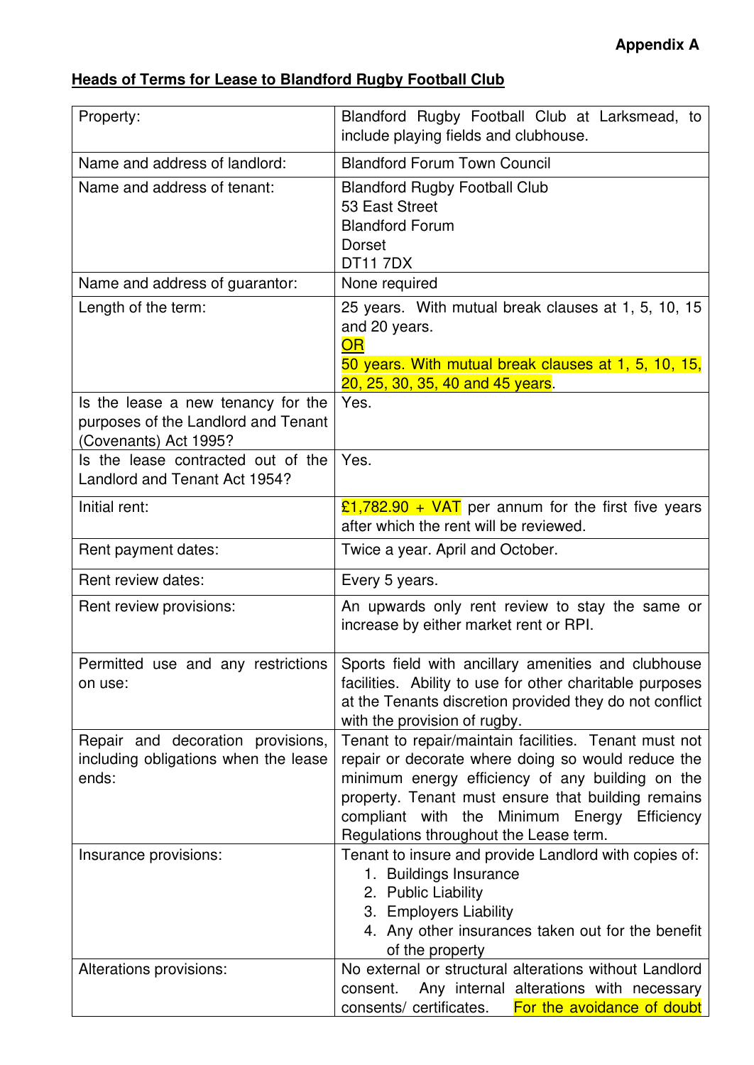**Appendix A**

**Heads of Terms for Lease to Blandford Rugby Football Club**

| | |
|---|---|
| Property: | Blandford Rugby Football Club at Larksmead, to include playing fields and clubhouse. |
| Name and address of landlord: | Blandford Forum Town Council |
| Name and address of tenant: | Blandford Rugby Football Club<br>53 East Street<br>Blandford Forum<br>Dorset<br>DT11 7DX |
| Name and address of guarantor: | None required |
| Length of the term: | 25 years. With mutual break clauses at 1, 5, 10, 15 and 20 years.<br>OR<br>50 years. With mutual break clauses at 1, 5, 10, 15, 20, 25, 30, 35, 40 and 45 years. |
| Is the lease a new tenancy for the purposes of the Landlord and Tenant (Covenants) Act 1995? | Yes. |
| Is the lease contracted out of the Landlord and Tenant Act 1954? | Yes. |
| Initial rent: | £1,782.90 + VAT per annum for the first five years after which the rent will be reviewed. |
| Rent payment dates: | Twice a year. April and October. |
| Rent review dates: | Every 5 years. |
| Rent review provisions: | An upwards only rent review to stay the same or increase by either market rent or RPI. |
| Permitted use and any restrictions on use: | Sports field with ancillary amenities and clubhouse facilities. Ability to use for other charitable purposes at the Tenants discretion provided they do not conflict with the provision of rugby. |
| Repair and decoration provisions, including obligations when the lease ends: | Tenant to repair/maintain facilities. Tenant must not repair or decorate where doing so would reduce the minimum energy efficiency of any building on the property. Tenant must ensure that building remains compliant with the Minimum Energy Efficiency Regulations throughout the Lease term. |
| Insurance provisions: | Tenant to insure and provide Landlord with copies of:<br>1. Buildings Insurance<br>2. Public Liability<br>3. Employers Liability<br>4. Any other insurances taken out for the benefit of the property |
| Alterations provisions: | No external or structural alterations without Landlord consent. Any internal alterations with necessary consents/ certificates. For the avoidance of doubt |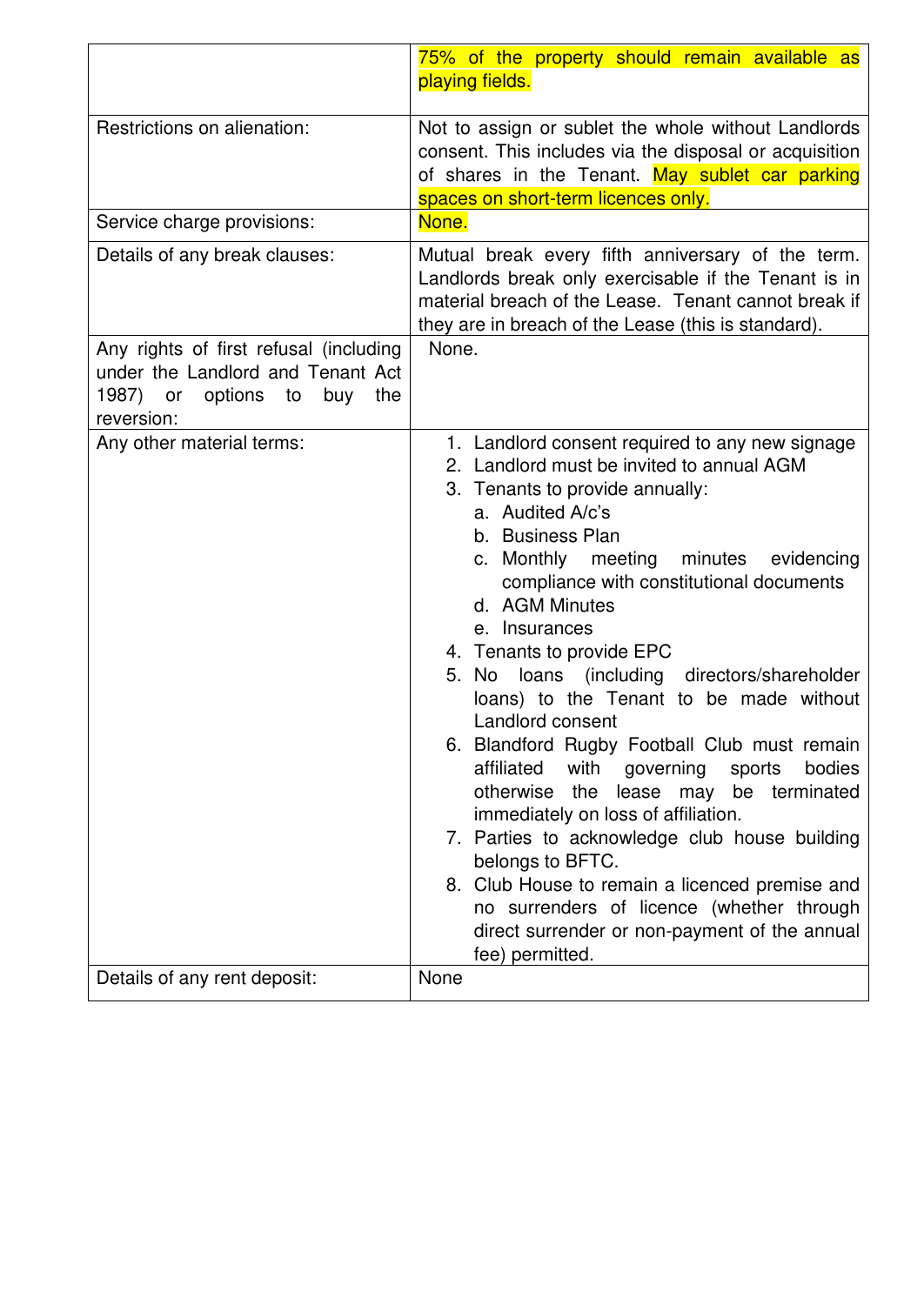| | |
|---|---|
| | 75% of the property should remain available as playing fields. |
| Restrictions on alienation: | Not to assign or sublet the whole without Landlords consent. This includes via the disposal or acquisition of shares in the Tenant. May sublet car parking spaces on short-term licences only. |
| Service charge provisions: | None. |
| Details of any break clauses: | Mutual break every fifth anniversary of the term. Landlords break only exercisable if the Tenant is in material breach of the Lease. Tenant cannot break if they are in breach of the Lease (this is standard). |
| Any rights of first refusal (including under the Landlord and Tenant Act 1987) or options to buy the reversion: | None. |
| Any other material terms: | 1. Landlord consent required to any new signage<br>2. Landlord must be invited to annual AGM<br>3. Tenants to provide annually:<br>a. Audited A/c's<br>b. Business Plan<br>c. Monthly meeting minutes evidencing compliance with constitutional documents<br>d. AGM Minutes<br>e. Insurances<br>4. Tenants to provide EPC<br>5. No loans (including directors/shareholder loans) to the Tenant to be made without Landlord consent<br>6. Blandford Rugby Football Club must remain affiliated with governing sports bodies otherwise the lease may be terminated immediately on loss of affiliation.<br>7. Parties to acknowledge club house building belongs to BFTC.<br>8. Club House to remain a licenced premise and no surrenders of licence (whether through direct surrender or non-payment of the annual fee) permitted. |
| Details of any rent deposit: | None |